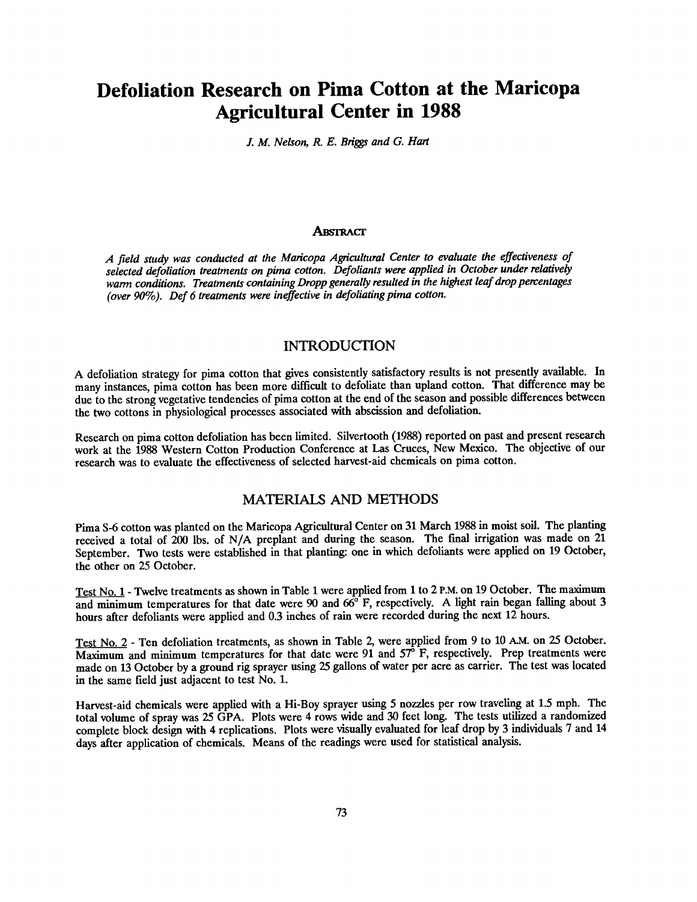# Defoliation Research on Pima Cotton at the Maricopa Agricultural Center in 1988

*J. M. Nelson, R. E. Briggs and G. Hart*

### Abstract

*A field study was conducted at the Maricopa Agricultural Center to evaluate the effectiveness of selected defoliation treatments on pima cotton. Defoliants were applied in October under relatively warm conditions. Treatments containing Dropp generally resulted in the highest leaf drop percentages (over 90%). Def 6 treatments were ineffective in defoliating pima cotton.*

## INTRODUCTION

A defoliation strategy for pima cotton that gives consistently satisfactory results is not presently available. In many instances, pima cotton has been more difficult to defoliate than upland cotton. That difference may be due to the strong vegetative tendencies of pima cotton at the end of the season and possible differences between the two cottons in physiological processes associated with abscission and defoliation.

Research on pima cotton defoliation has been limited. Silvertooth (1988) reported on past and present research work at the 1988 Western Cotton Production Conference at Las Cruces, New Mexico. The objective of our research was to evaluate the effectiveness of selected harvest-aid chemicals on pima cotton.

## MATERIALS AND METHODS

Pima S-6 cotton was planted on the Maricopa Agricultural Center on 31 March 1988 in moist soil. The planting received a total of 200 lbs. of N/A preplant and during the season. The final irrigation was made on 21 September. Two tests were established in that planting: one in which defoliants were applied on 19 October, the other on 25 October.

Test No. 1 - Twelve treatments as shown in Table 1 were applied from 1 to 2 P.M. on 19 October. The maximum and minimum temperatures for that date were 90 and 66° F, respectively. A light rain began falling about 3 hours after defoliants were applied and 0.3 inches of rain were recorded during the next 12 hours.

Test No. 2 - Ten defoliation treatments, as shown in Table 2, were applied from 9 to 10 A.M. on 25 October. Maximum and minimum temperatures for that date were 91 and 57° F, respectively. Prep treatments were made on 13 October by a ground rig sprayer using 25 gallons of water per acre as carrier. The test was located in the same field just adjacent to test No. 1.

Harvest-aid chemicals were applied with a Hi-Boy sprayer using 5 nozzles per row traveling at 1.5 mph. The total volume of spray was 25 GPA. Plots were 4 rows wide and 30 feet long. The tests utilized a randomized complete block design with 4 replications. Plots were visually evaluated for leaf drop by 3 individuals 7 and 14 days after application of chemicals. Means of the readings were used for statistical analysis.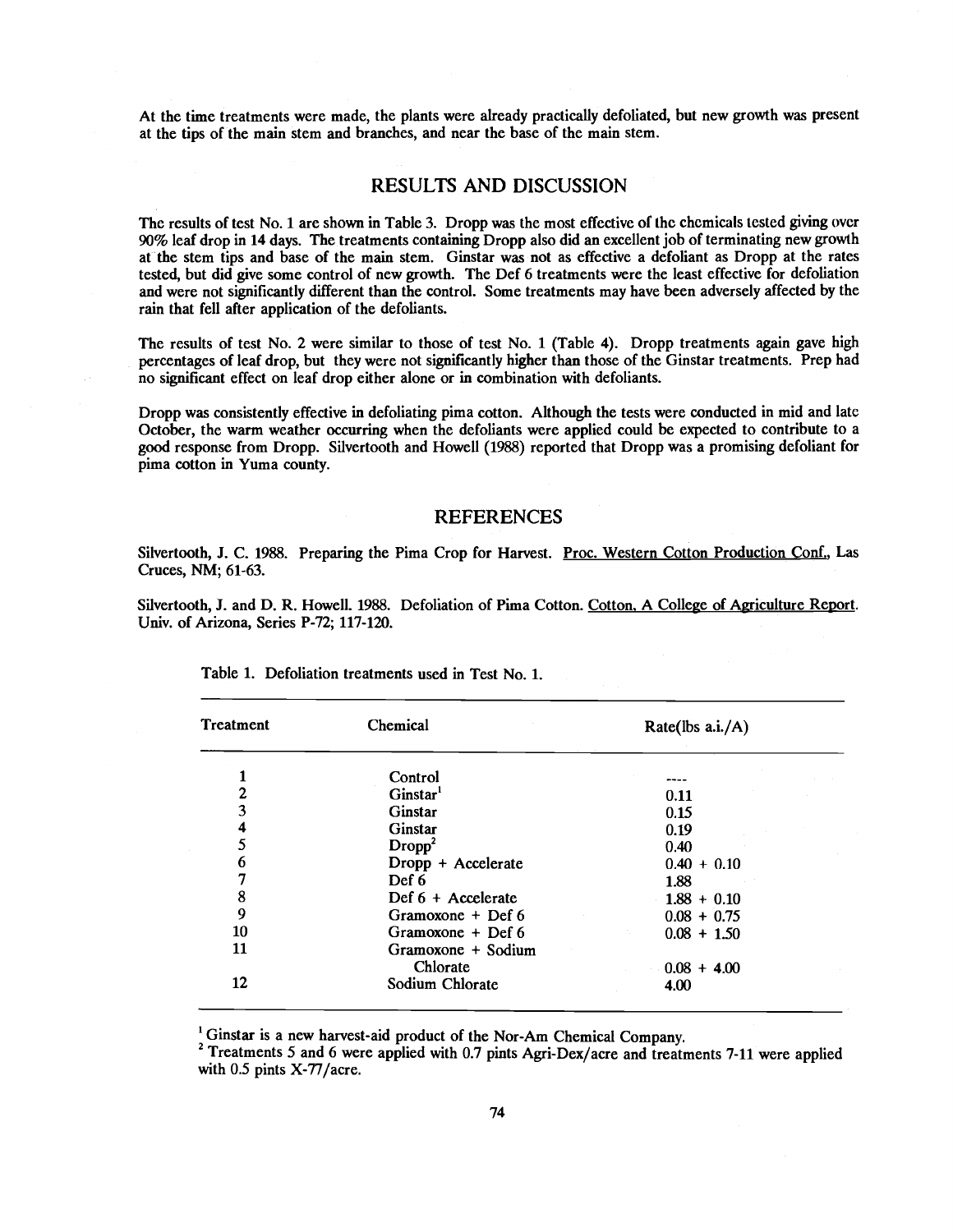At the time treatments were made, the plants were already practically defoliated, but new growth was present at the tips of the main stem and branches, and near the base of the main stem.

## RESULTS AND DISCUSSION

The results of test No. 1 are shown in Table 3. Dropp was the most effective of the chemicals tested giving over 90% leaf drop in 14 days. The treatments containing Dropp also did an excellent job of terminating new growth at the stem tips and base of the main stem. Ginstar was not as effective a defoliant as Dropp at the rates tested, but did give some control of new growth. The Def 6 treatments were the least effective for defoliation and were not significantly different than the control. Some treatments may have been adversely affected by the rain that fell after application of the defoliants.

The results of test No. 2 were similar to those of test No. 1 (Table 4). Dropp treatments again gave high percentages of leaf drop, but they were not significantly higher than those of the Ginstar treatments. Prep had no significant effect on leaf drop either alone or in combination with defoliants.

Dropp was consistently effective in defoliating pima cotton. Although the tests were conducted in mid and late October, the warm weather occurring when the defoliants were applied could be expected to contribute to a good response from Dropp. Silvertooth and Howell (1988) reported that Dropp was a promising defoliant for pima cotton in Yuma county.

## REFERENCES

Silvertooth, J. C. 1988. Preparing the Pima Crop for Harvest. Proc. Western Cotton Production Conf., Las Cruces, NM; 61-63.

Silvertooth, J. and D. R. Howell. 1988. Defoliation of Pima Cotton. Cotton, A College of Agriculture Report. Univ. of Arizona, Series P-72; 117-120.

Table 1. Defoliation treatments used in Test No. 1.

| Treatment | Chemical | Rate(lbs a.i./A) |
|---|---|---|
| 1 | Control | ---- |
| 2 | Ginstar[1] | 0.11 |
| 3 | Ginstar | 0.15 |
| 4 | Ginstar | 0.19 |
| 5 | Dropp[2] | 0.40 |
| 6 | Dropp + Accelerate | 0.40 + 0.10 |
| 7 | Def 6 | 1.88 |
| 8 | Def 6 + Accelerate | 1.88 + 0.10 |
| 9 | Gramoxone + Def 6 | 0.08 + 0.75 |
| 10 | Gramoxone + Def 6 | 0.08 + 1.50 |
| 11 | Gramoxone + Sodium Chlorate | 0.08 + 4.00 |
| 12 | Sodium Chlorate | 4.00 |

[1] Ginstar is a new harvest-aid product of the Nor-Am Chemical Company.
[2] Treatments 5 and 6 were applied with 0.7 pints Agri-Dex/acre and treatments 7-11 were applied with 0.5 pints X-77/acre.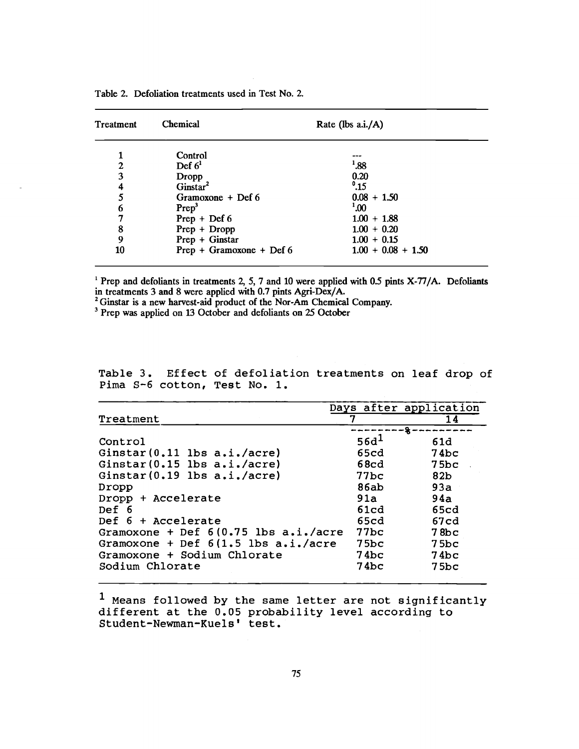Table 2. Defoliation treatments used in Test No. 2.

| Treatment | Chemical | Rate (lbs a.i./A) |
|---|---|---|
| 1 | Control | --- |
| 2 | Def 6[1] | 1.88 |
| 3 | Dropp | 0.20 |
| 4 | Ginstar[2] | 0.15 |
| 5 | Gramoxone + Def 6 | 0.08 + 1.50 |
| 6 | Prep[3] | 1.00 |
| 7 | Prep + Def 6 | 1.00 + 1.88 |
| 8 | Prep + Dropp | 1.00 + 0.20 |
| 9 | Prep + Ginstar | 1.00 + 0.15 |
| 10 | Prep + Gramoxone + Def 6 | 1.00 + 0.08 + 1.50 |

[1] Prep and defoliants in treatments 2, 5, 7 and 10 were applied with 0.5 pints X-77/A. Defoliants in treatments 3 and 8 were applied with 0.7 pints Agri-Dex/A.

[2] Ginstar is a new harvest-aid product of the Nor-Am Chemical Company.

[3] Prep was applied on 13 October and defoliants on 25 October

Table 3. Effect of defoliation treatments on leaf drop of Pima S-6 cotton, Test No. 1.

| Treatment | Days after application | |
|---|---|---|
| | 7 | 14 |
| | --------%-------- | |
| Control | 56d[1] | 61d |
| Ginstar(0.11 lbs a.i./acre) | 65cd | 74bc |
| Ginstar(0.15 lbs a.i./acre) | 68cd | 75bc |
| Ginstar(0.19 lbs a.i./acre) | 77bc | 82b |
| Dropp | 86ab | 93a |
| Dropp + Accelerate | 91a | 94a |
| Def 6 | 61cd | 65cd |
| Def 6 + Accelerate | 65cd | 67cd |
| Gramoxone + Def 6(0.75 lbs a.i./acre | 77bc | 78bc |
| Gramoxone + Def 6(1.5 lbs a.i./acre | 75bc | 75bc |
| Gramoxone + Sodium Chlorate | 74bc | 74bc |
| Sodium Chlorate | 74bc | 75bc |

[1] Means followed by the same letter are not significantly different at the 0.05 probability level according to Student-Newman-Kuels' test.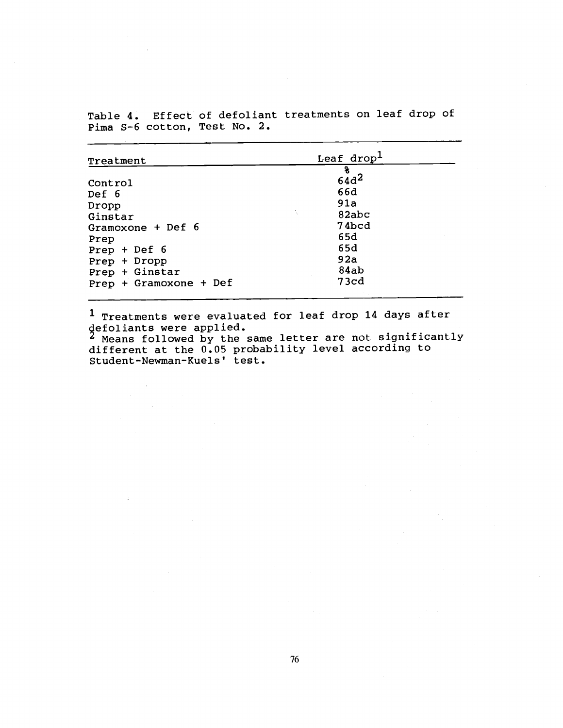Table 4. Effect of defoliant treatments on leaf drop of Pima S-6 cotton, Test No. 2.

| Treatment | Leaf drop[1] |
|---|---|
| | % |
| Control | 64d[2] |
| Def 6 | 66d |
| Dropp | 91a |
| Ginstar | 82abc |
| Gramoxone + Def 6 | 74bcd |
| Prep | 65d |
| Prep + Def 6 | 65d |
| Prep + Dropp | 92a |
| Prep + Ginstar | 84ab |
| Prep + Gramoxone + Def | 73cd |

[1] Treatments were evaluated for leaf drop 14 days after defoliants were applied.
[2] Means followed by the same letter are not significantly different at the 0.05 probability level according to Student-Newman-Kuels' test.